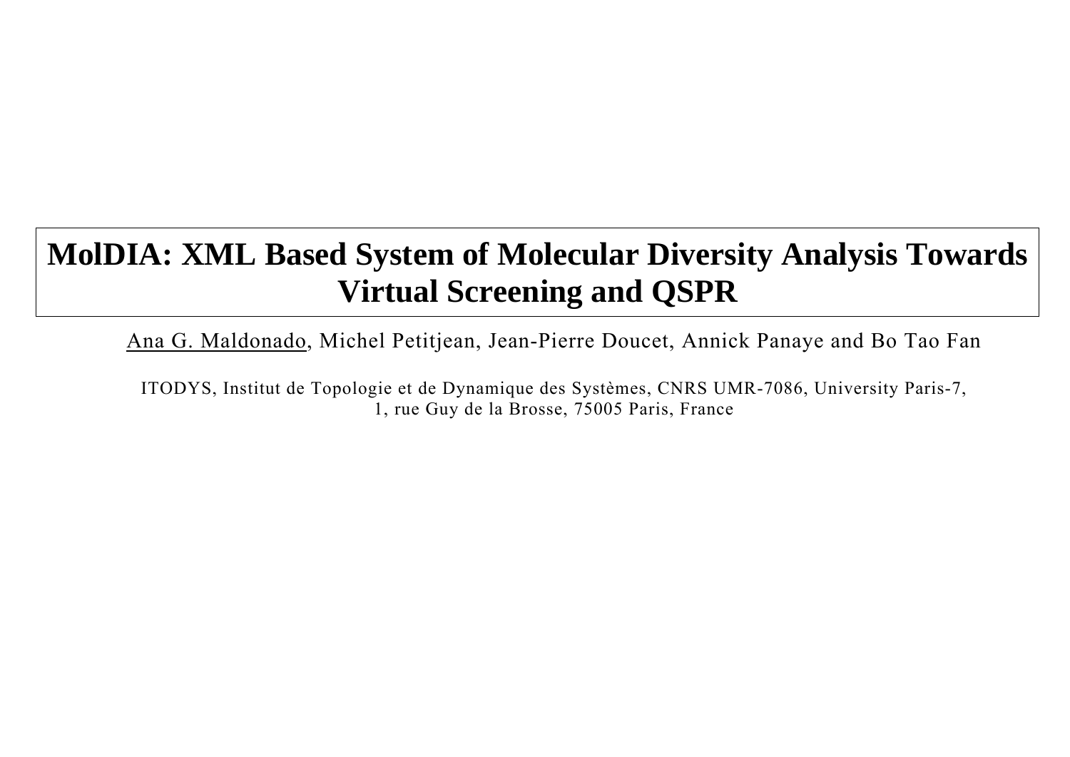# MolDIA: XML Based System of Molecular Diversity Analysis Towards Virtual Screening and QSPR

Ana G. Maldonado, Michel Petitjean, Jean-Pierre Doucet, Annick Panaye and Bo Tao Fan

ITODYS, Institut de Topologie et de Dynamique des Systèmes, CNRS UMR-7086, University Paris-7,
1, rue Guy de la Brosse, 75005 Paris, France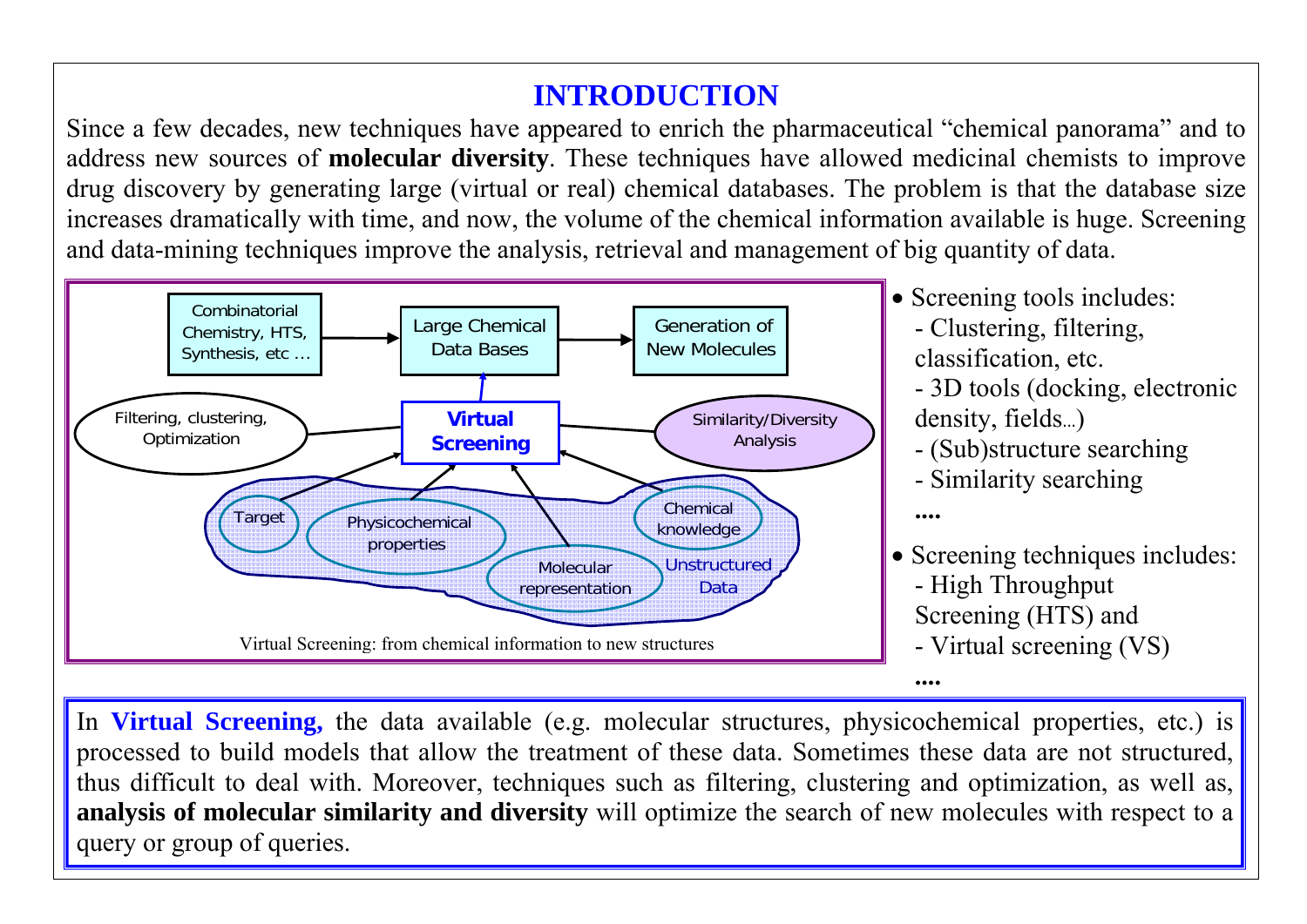# INTRODUCTION

Since a few decades, new techniques have appeared to enrich the pharmaceutical "chemical panorama" and to address new sources of **molecular diversity**. These techniques have allowed medicinal chemists to improve drug discovery by generating large (virtual or real) chemical databases. The problem is that the database size increases dramatically with time, and now, the volume of the chemical information available is huge. Screening and data-mining techniques improve the analysis, retrieval and management of big quantity of data.

Combinatorial Chemistry, HTS, Synthesis, etc … → Large Chemical Data Bases → Generation of New Molecules

Filtering, clustering, Optimization — Virtual Screening — Similarity/Diversity Analysis

Target, Physicochemical properties, Molecular representation, Chemical knowledge — Unstructured Data

Virtual Screening: from chemical information to new structures

- Screening tools includes:
  - Clustering, filtering, classification, etc.
  - 3D tools (docking, electronic density, fields…)
  - (Sub)structure searching
  - Similarity searching
  
  ....
- Screening techniques includes:
  - High Throughput Screening (HTS) and
  - Virtual screening (VS)
  
  ....

In **Virtual Screening,** the data available (e.g. molecular structures, physicochemical properties, etc.) is processed to build models that allow the treatment of these data. Sometimes these data are not structured, thus difficult to deal with. Moreover, techniques such as filtering, clustering and optimization, as well as, **analysis of molecular similarity and diversity** will optimize the search of new molecules with respect to a query or group of queries.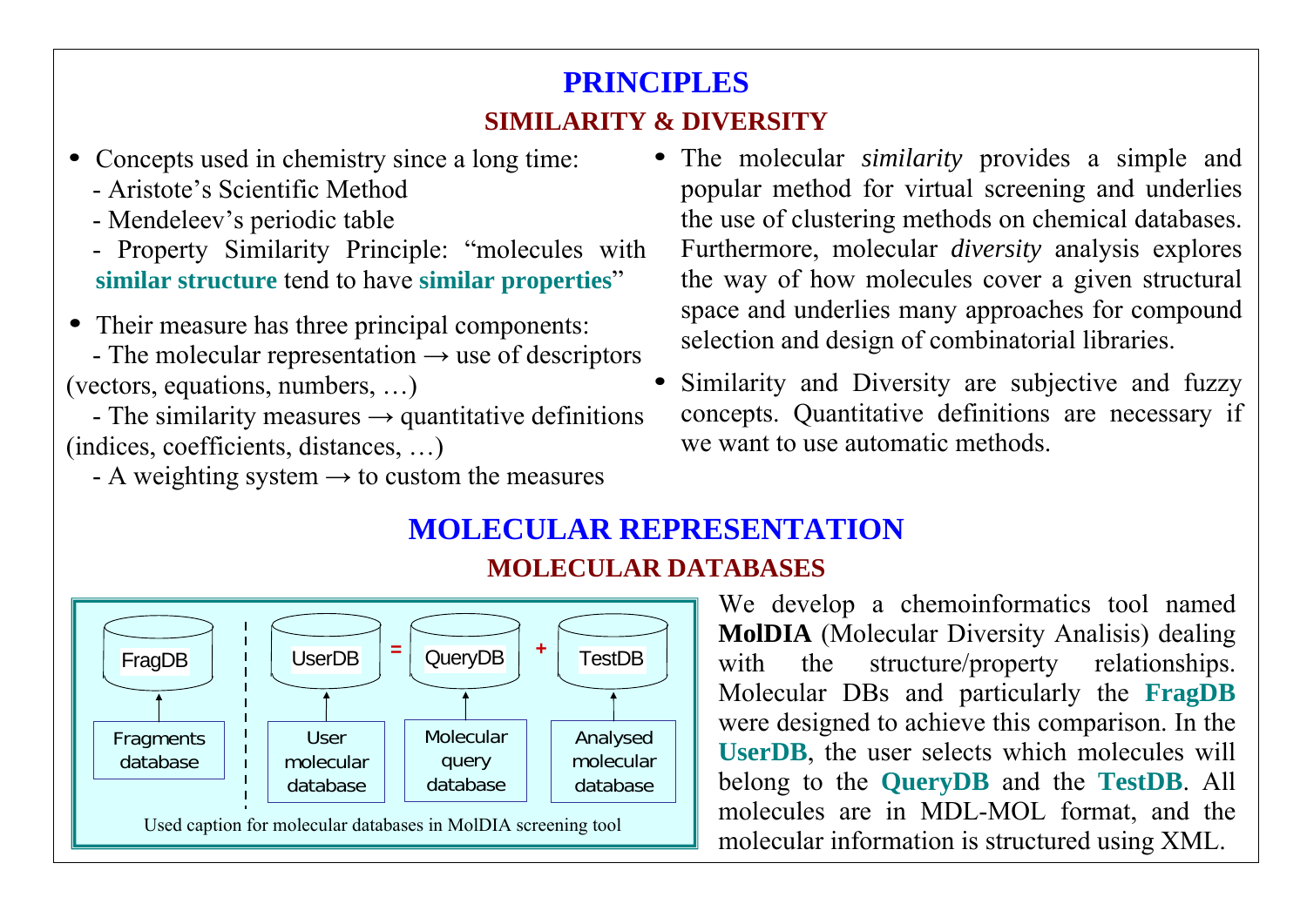# PRINCIPLES

## SIMILARITY & DIVERSITY

- Concepts used in chemistry since a long time:
  - Aristote's Scientific Method
  - Mendeleev's periodic table
  - Property Similarity Principle: "molecules with **similar structure** tend to have **similar properties**"
- Their measure has three principal components:
  - The molecular representation → use of descriptors (vectors, equations, numbers, …)
  - The similarity measures → quantitative definitions (indices, coefficients, distances, …)
  - A weighting system → to custom the measures
- The molecular *similarity* provides a simple and popular method for virtual screening and underlies the use of clustering methods on chemical databases. Furthermore, molecular *diversity* analysis explores the way of how molecules cover a given structural space and underlies many approaches for compound selection and design of combinatorial libraries.
- Similarity and Diversity are subjective and fuzzy concepts. Quantitative definitions are necessary if we want to use automatic methods.

# MOLECULAR REPRESENTATION

## MOLECULAR DATABASES

FragDB ← Fragments database

UserDB = QueryDB + TestDB

UserDB ← User molecular database

QueryDB ← Molecular query database

TestDB ← Analysed molecular database

Used caption for molecular databases in MolDIA screening tool

We develop a chemoinformatics tool named **MolDIA** (Molecular Diversity Analisis) dealing with the structure/property relationships. Molecular DBs and particularly the **FragDB** were designed to achieve this comparison. In the **UserDB**, the user selects which molecules will belong to the **QueryDB** and the **TestDB**. All molecules are in MDL-MOL format, and the molecular information is structured using XML.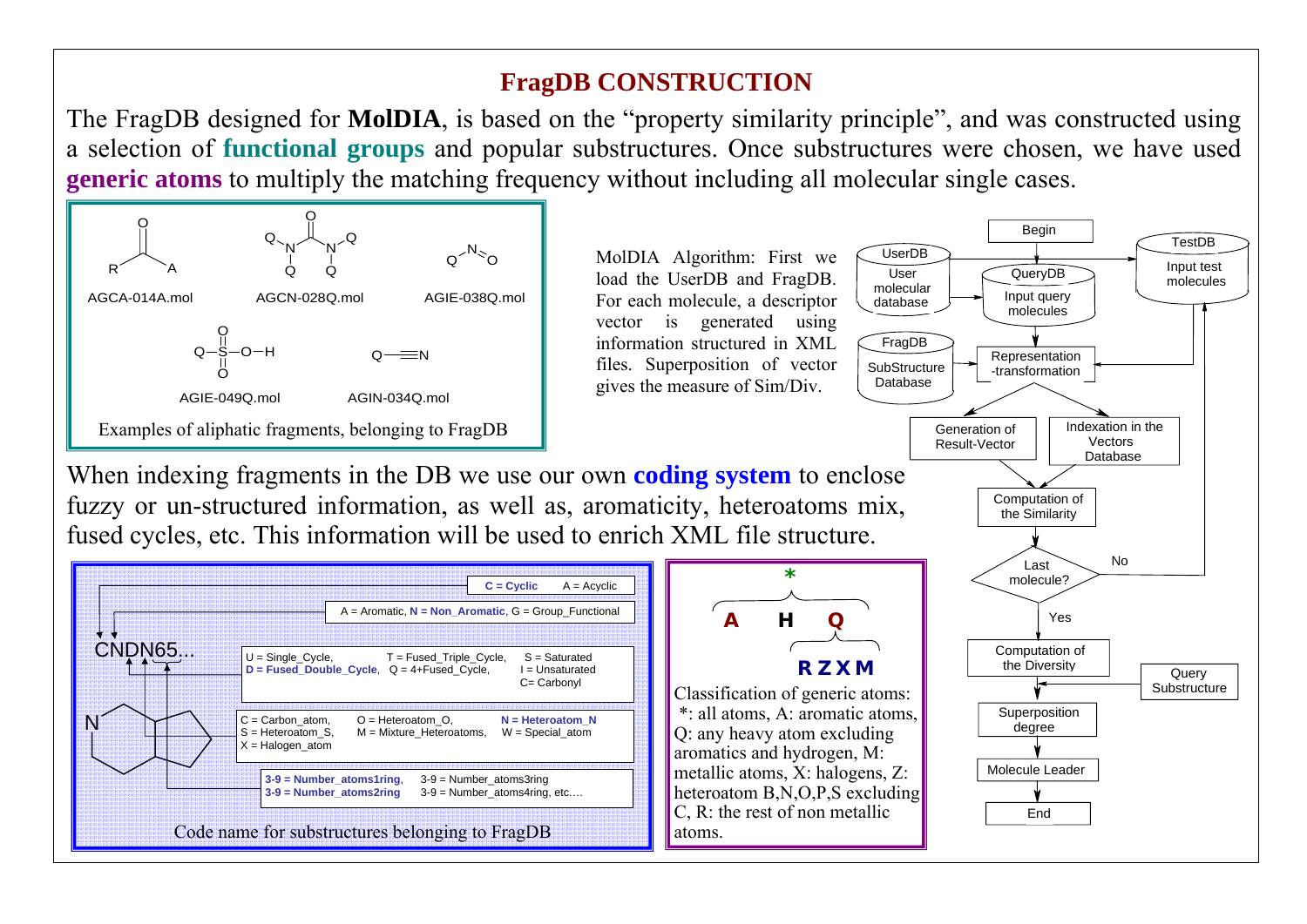# FragDB CONSTRUCTION

The FragDB designed for **MolDIA**, is based on the "property similarity principle", and was constructed using a selection of **functional groups** and popular substructures. Once substructures were chosen, we have used **generic atoms** to multiply the matching frequency without including all molecular single cases.

AGCA-014A.mol AGCN-028Q.mol AGIE-038Q.mol

AGIE-049Q.mol AGIN-034Q.mol

Examples of aliphatic fragments, belonging to FragDB

MolDIA Algorithm: First we load the UserDB and FragDB. For each molecule, a descriptor vector is generated using information structured in XML files. Superposition of vector gives the measure of Sim/Div.

Begin → UserDB (User molecular database), QueryDB (Input query molecules), TestDB (Input test molecules), FragDB (SubStructure Database) → Representation-transformation → Generation of Result-Vector / Indexation in the Vectors Database → Computation of the Similarity → Last molecule? (No → back; Yes) → Computation of the Diversity → Superposition degree (Query Substructure) → Molecule Leader → End

When indexing fragments in the DB we use our own **coding system** to enclose fuzzy or un-structured information, as well as, aromaticity, heteroatoms mix, fused cycles, etc. This information will be used to enrich XML file structure.

CNDN65...

- **C = Cyclic**, A = Acyclic
- A = Aromatic, **N = Non_Aromatic**, G = Group_Functional
- U = Single_Cycle, **D = Fused_Double_Cycle**, T = Fused_Triple_Cycle, Q = 4+Fused_Cycle, S = Saturated, I = Unsaturated, C= Carbonyl
- C = Carbon_atom, S = Heteroatom_S, X = Halogen_atom, O = Heteroatom_O, M = Mixture_Heteroatoms, **N = Heteroatom_N**, W = Special_atom
- **3-9 = Number_atoms1ring**, **3-9 = Number_atoms2ring**, 3-9 = Number_atoms3ring, 3-9 = Number_atoms4ring, etc….

Code name for substructures belonging to FragDB

\* → A H Q; Q → R Z X M

Classification of generic atoms: \*: all atoms, A: aromatic atoms, Q: any heavy atom excluding aromatics and hydrogen, M: metallic atoms, X: halogens, Z: heteroatom B,N,O,P,S excluding C, R: the rest of non metallic atoms.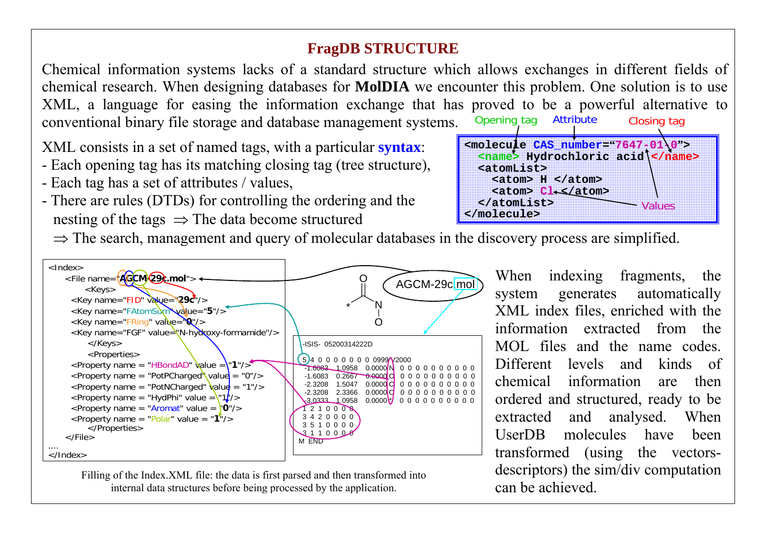## FragDB STRUCTURE

Chemical information systems lacks of a standard structure which allows exchanges in different fields of chemical research. When designing databases for **MolDIA** we encounter this problem. One solution is to use XML, a language for easing the information exchange that has proved to be a powerful alternative to conventional binary file storage and database management systems.

XML consists in a set of named tags, with a particular **syntax**:

- Each opening tag has its matching closing tag (tree structure),
- Each tag has a set of attributes / values,
- There are rules (DTDs) for controlling the ordering and the nesting of the tags $\Rightarrow$ The data become structured

$\Rightarrow$ The search, management and query of molecular databases in the discovery process are simplified.

Opening tag — Attribute — Closing tag — Values

```
<molecule CAS_number="7647-01-0">
  <name> Hydrochloric acid </name>
  <atomList>
    <atom> H </atom>
    <atom> Cl </atom>
  </atomList>
</molecule>
```

```
<Index>
    <File name="AGCM-29c.mol">
        <Keys>
    <Key name="FID" value="29c"/>
    <Key name="FAtomSum" value="5"/>
    <Key name="FRing" value="0"/>
    <Key name="FGF" value="N-hydroxy-formamide"/>
        </Keys>
        <Properties>
    <Property name = "HBondAD" value = "1"/>
    <Property name = "PotPCharged" value = "0"/>
    <Property name = "PotNCharged" value = "1"/>
    <Property name = "HydPhi" value = "1"/>
    <Property name = "Aromat" value = "0"/>
    <Property name = "Polar" value = "1"/>
        </Properties>
    </File>
....
</Index>
```

AGCM-29c.mol

```
-ISIS-  05200314222D

 5  4  0  0  0  0  0  0  0  0999 V2000
   -1.6083    1.0958    0.0000 N   0  0  0  0  0  0  0  0  0  0
   -1.6083    0.2667    0.0000 O   0  0  0  0  0  0  0  0  0  0
   -2.3208    1.5047    0.0000 C   0  0  0  0  0  0  0  0  0  0
   -2.3208    2.3366    0.0000 O   0  0  0  0  0  0  0  0  0  0
   -3.0333    1.0958    0.0000 *   0  0  0  0  0  0  0  0  0  0
  1  2  1  0  0  0  0
  3  4  2  0  0  0  0
  3  5  1  0  0  0  0
  3  1  1  0  0  0  0
M  END
```

Filling of the Index.XML file: the data is first parsed and then transformed into internal data structures before being processed by the application.

When indexing fragments, the system generates automatically XML index files, enriched with the information extracted from the MOL files and the name codes. Different levels and kinds of chemical information are then ordered and structured, ready to be extracted and analysed. When UserDB molecules have been transformed (using the vectors-descriptors) the sim/div computation can be achieved.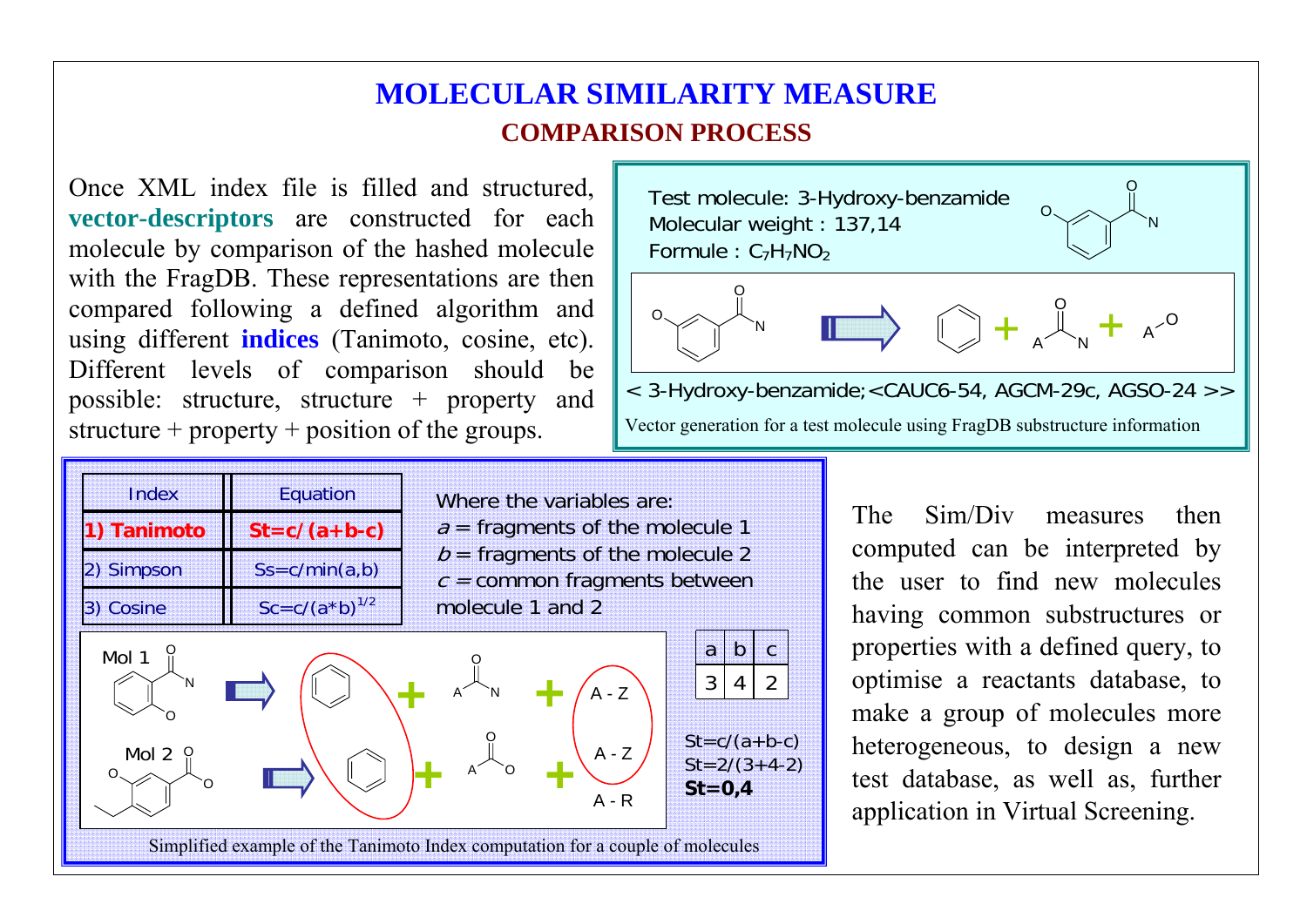# MOLECULAR SIMILARITY MEASURE

## COMPARISON PROCESS

Once XML index file is filled and structured, **vector-descriptors** are constructed for each molecule by comparison of the hashed molecule with the FragDB. These representations are then compared following a defined algorithm and using different **indices** (Tanimoto, cosine, etc). Different levels of comparison should be possible: structure, structure + property and structure + property + position of the groups.

Test molecule: 3-Hydroxy-benzamide
Molecular weight : 137,14
Formule : $C_7H_7NO_2$

< 3-Hydroxy-benzamide;<CAUC6-54, AGCM-29c, AGSO-24 >>

Vector generation for a test molecule using FragDB substructure information

| Index | Equation |
|---|---|
| **1) Tanimoto** | **$St=c/(a+b-c)$** |
| 2) Simpson | $Ss=c/\min(a,b)$ |
| 3) Cosine | $Sc=c/(a*b)^{1/2}$ |

Where the variables are:
$a$ = fragments of the molecule 1
$b$ = fragments of the molecule 2
$c$ = common fragments between molecule 1 and 2

| a | b | c |
|---|---|---|
| 3 | 4 | 2 |

$St=c/(a+b-c)$
$St=2/(3+4-2)$
**$St=0,4$**

Simplified example of the Tanimoto Index computation for a couple of molecules

The Sim/Div measures then computed can be interpreted by the user to find new molecules having common substructures or properties with a defined query, to optimise a reactants database, to make a group of molecules more heterogeneous, to design a new test database, as well as, further application in Virtual Screening.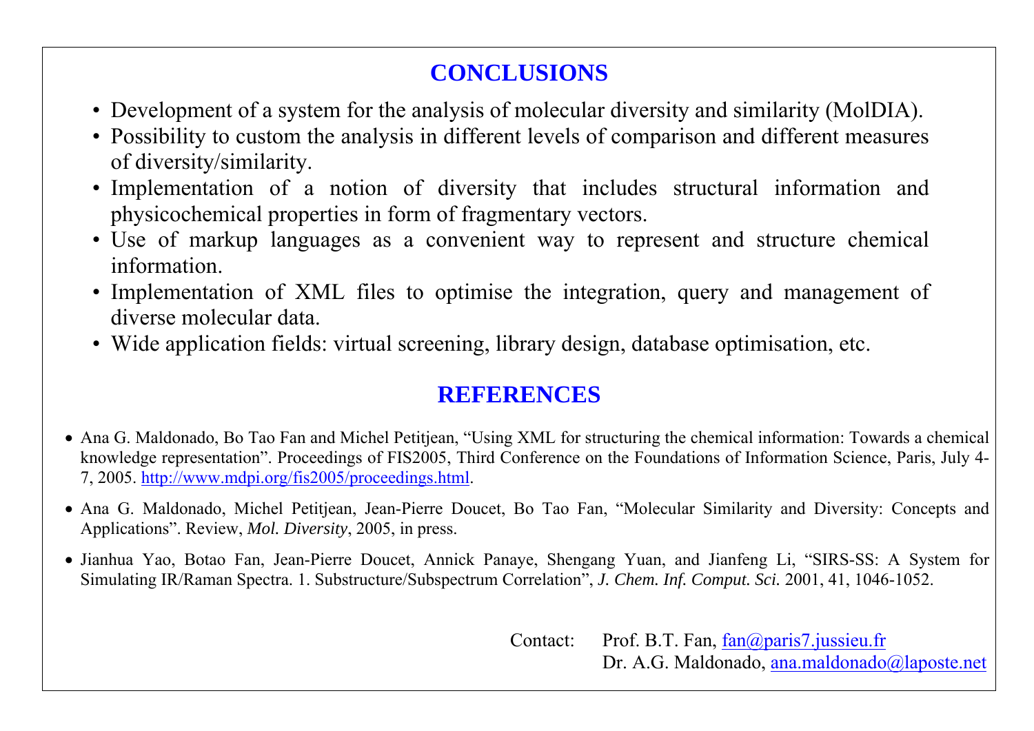## CONCLUSIONS

- Development of a system for the analysis of molecular diversity and similarity (MolDIA).
- Possibility to custom the analysis in different levels of comparison and different measures of diversity/similarity.
- Implementation of a notion of diversity that includes structural information and physicochemical properties in form of fragmentary vectors.
- Use of markup languages as a convenient way to represent and structure chemical information.
- Implementation of XML files to optimise the integration, query and management of diverse molecular data.
- Wide application fields: virtual screening, library design, database optimisation, etc.

## REFERENCES

- Ana G. Maldonado, Bo Tao Fan and Michel Petitjean, "Using XML for structuring the chemical information: Towards a chemical knowledge representation". Proceedings of FIS2005, Third Conference on the Foundations of Information Science, Paris, July 4-7, 2005. http://www.mdpi.org/fis2005/proceedings.html.
- Ana G. Maldonado, Michel Petitjean, Jean-Pierre Doucet, Bo Tao Fan, "Molecular Similarity and Diversity: Concepts and Applications". Review, *Mol. Diversity*, 2005, in press.
- Jianhua Yao, Botao Fan, Jean-Pierre Doucet, Annick Panaye, Shengang Yuan, and Jianfeng Li, "SIRS-SS: A System for Simulating IR/Raman Spectra. 1. Substructure/Subspectrum Correlation", *J. Chem. Inf. Comput. Sci.* 2001, 41, 1046-1052.

Contact: Prof. B.T. Fan, fan@paris7.jussieu.fr
Dr. A.G. Maldonado, ana.maldonado@laposte.net